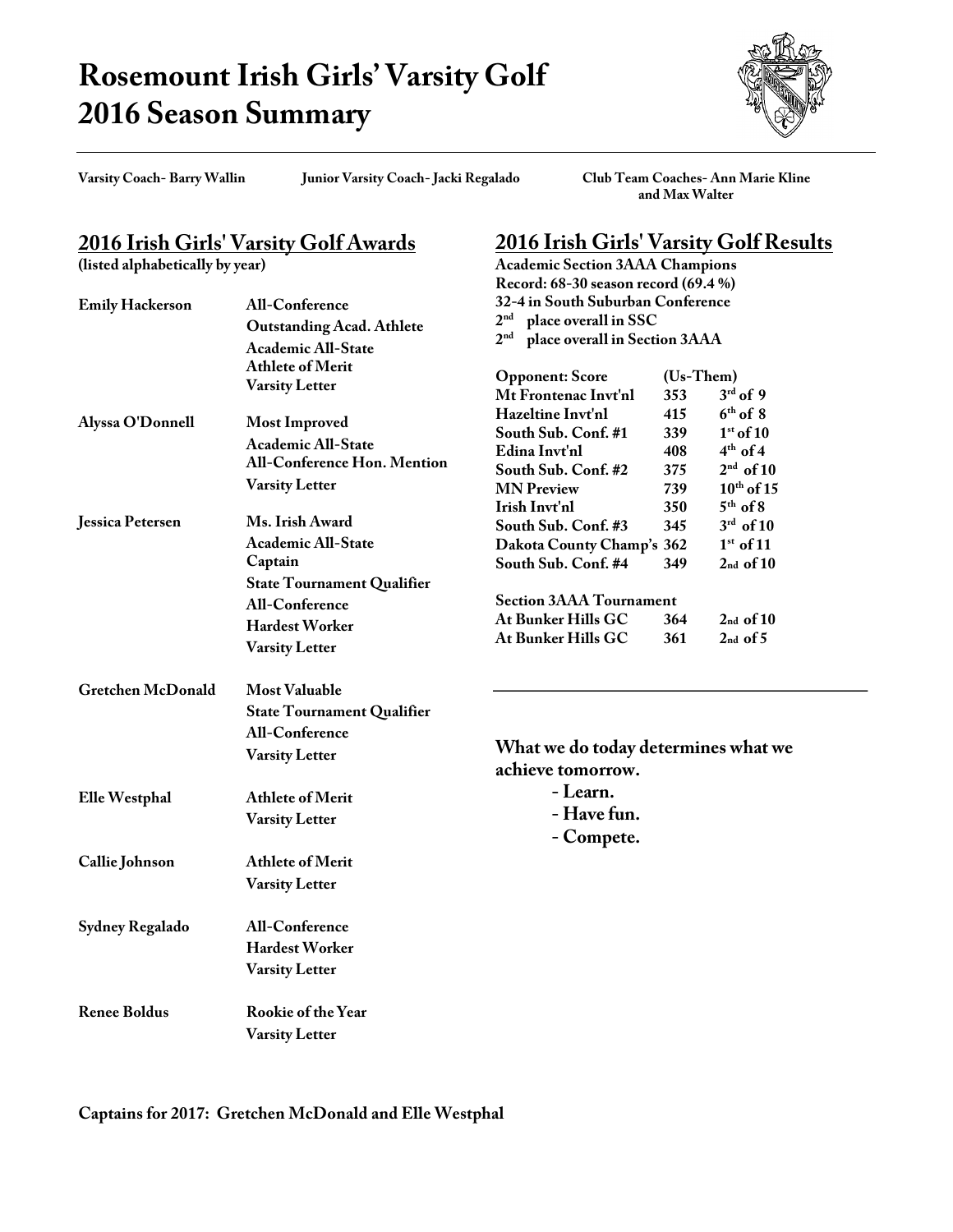# Rosemount Irish Girls' Varsity Golf
# 2016 Season Summary

**Varsity Coach- Barry Wallin** **Junior Varsity Coach- Jacki Regalado** **Club Team Coaches- Ann Marie Kline and Max Walter**

## 2016 Irish Girls' Varsity Golf Awards

**(listed alphabetically by year)**

| | |
|---|---|
| **Emily Hackerson** | **All-Conference**<br>**Outstanding Acad. Athlete**<br>**Academic All-State**<br>**Athlete of Merit**<br>**Varsity Letter** |
| **Alyssa O'Donnell** | **Most Improved**<br>**Academic All-State**<br>**All-Conference Hon. Mention**<br>**Varsity Letter** |
| **Jessica Petersen** | **Ms. Irish Award**<br>**Academic All-State**<br>**Captain**<br>**State Tournament Qualifier**<br>**All-Conference**<br>**Hardest Worker**<br>**Varsity Letter** |
| **Gretchen McDonald** | **Most Valuable**<br>**State Tournament Qualifier**<br>**All-Conference**<br>**Varsity Letter** |
| **Elle Westphal** | **Athlete of Merit**<br>**Varsity Letter** |
| **Callie Johnson** | **Athlete of Merit**<br>**Varsity Letter** |
| **Sydney Regalado** | **All-Conference**<br>**Hardest Worker**<br>**Varsity Letter** |
| **Renee Boldus** | **Rookie of the Year**<br>**Varsity Letter** |

## 2016 Irish Girls' Varsity Golf Results

**Academic Section 3AAA Champions**
**Record: 68-30 season record (69.4 %)**
**32-4 in South Suburban Conference**
**2nd place overall in SSC**
**2nd place overall in Section 3AAA**

| Opponent: Score | (Us-Them) | |
|---|---|---|
| Mt Frontenac Invt'nl | 353 | 3rd of 9 |
| Hazeltine Invt'nl | 415 | 6th of 8 |
| South Sub. Conf. #1 | 339 | 1st of 10 |
| Edina Invt'nl | 408 | 4th of 4 |
| South Sub. Conf. #2 | 375 | 2nd of 10 |
| MN Preview | 739 | 10th of 15 |
| Irish Invt'nl | 350 | 5th of 8 |
| South Sub. Conf. #3 | 345 | 3rd of 10 |
| Dakota County Champ's | 362 | 1st of 11 |
| South Sub. Conf. #4 | 349 | 2nd of 10 |
| **Section 3AAA Tournament** | | |
| At Bunker Hills GC | 364 | 2nd of 10 |
| At Bunker Hills GC | 361 | 2nd of 5 |

---

**What we do today determines what we achieve tomorrow.**

- **Learn.**
- **Have fun.**
- **Compete.**

**Captains for 2017: Gretchen McDonald and Elle Westphal**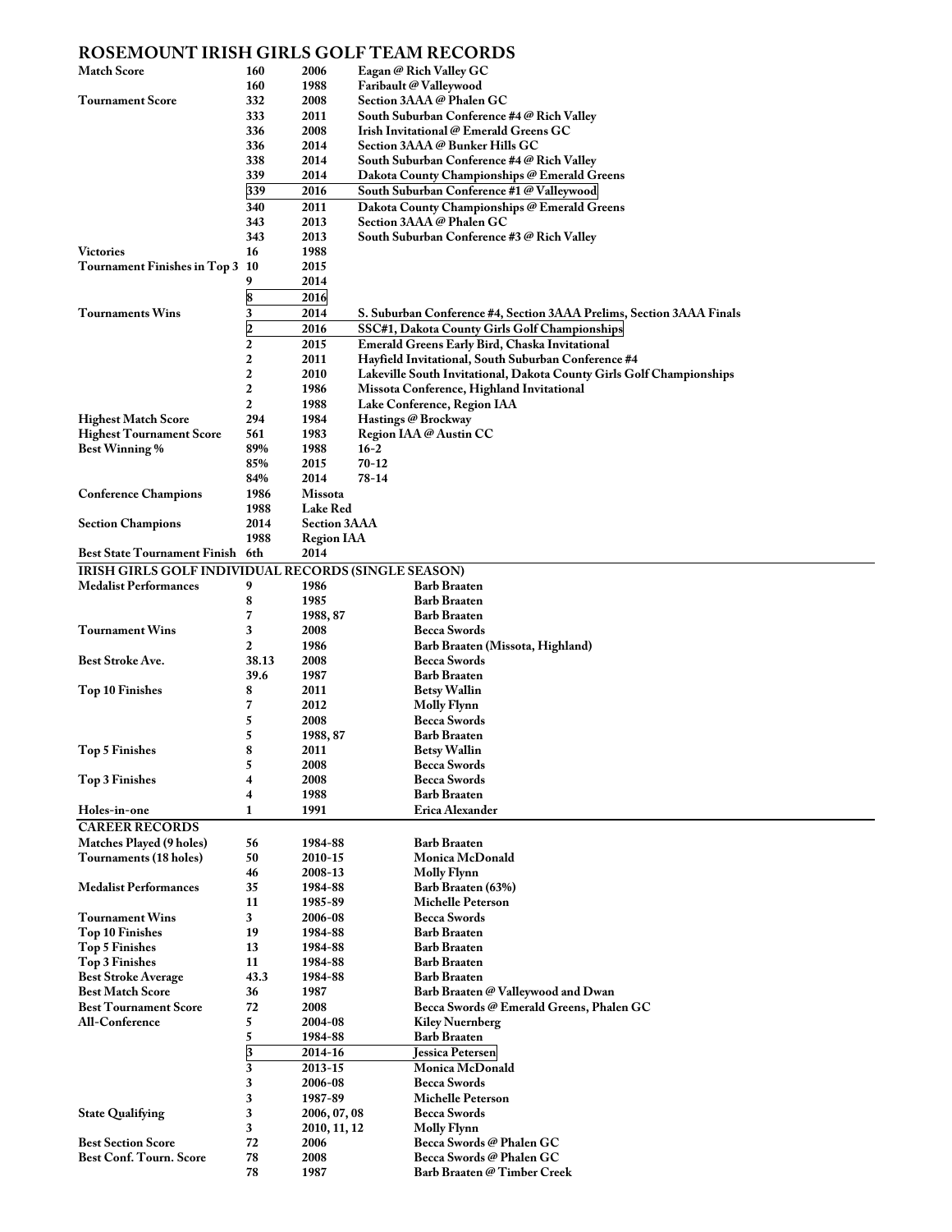# ROSEMOUNT IRISH GIRLS GOLF TEAM RECORDS

| | | | |
|---|---|---|---|
| **Match Score** | 160 | 2006 | Eagan @ Rich Valley GC |
| | 160 | 1988 | Faribault @ Valleywood |
| **Tournament Score** | 332 | 2008 | Section 3AAA @ Phalen GC |
| | 333 | 2011 | South Suburban Conference #4 @ Rich Valley |
| | 336 | 2008 | Irish Invitational @ Emerald Greens GC |
| | 336 | 2014 | Section 3AAA @ Bunker Hills GC |
| | 338 | 2014 | South Suburban Conference #4 @ Rich Valley |
| | 339 | 2014 | Dakota County Championships @ Emerald Greens |
| | 339 | 2016 | South Suburban Conference #1 @ Valleywood |
| | 340 | 2011 | Dakota County Championships @ Emerald Greens |
| | 343 | 2013 | Section 3AAA @ Phalen GC |
| | 343 | 2013 | South Suburban Conference #3 @ Rich Valley |
| **Victories** | 16 | 1988 | |
| **Tournament Finishes in Top 3** | 10 | 2015 | |
| | 9 | 2014 | |
| | 8 | 2016 | |
| **Tournaments Wins** | 3 | 2014 | S. Suburban Conference #4, Section 3AAA Prelims, Section 3AAA Finals |
| | 2 | 2016 | SSC#1, Dakota County Girls Golf Championships |
| | 2 | 2015 | Emerald Greens Early Bird, Chaska Invitational |
| | 2 | 2011 | Hayfield Invitational, South Suburban Conference #4 |
| | 2 | 2010 | Lakeville South Invitational, Dakota County Girls Golf Championships |
| | 2 | 1986 | Missota Conference, Highland Invitational |
| | 2 | 1988 | Lake Conference, Region IAA |
| **Highest Match Score** | 294 | 1984 | Hastings @ Brockway |
| **Highest Tournament Score** | 561 | 1983 | Region IAA @ Austin CC |
| **Best Winning %** | 89% | 1988 | 16-2 |
| | 85% | 2015 | 70-12 |
| | 84% | 2014 | 78-14 |
| **Conference Champions** | 1986 | Missota | |
| | 1988 | Lake Red | |
| **Section Champions** | 2014 | Section 3AAA | |
| | 1988 | Region IAA | |
| **Best State Tournament Finish** | 6th | 2014 | |

## IRISH GIRLS GOLF INDIVIDUAL RECORDS (SINGLE SEASON)

| | | | |
|---|---|---|---|
| **Medalist Performances** | 9 | 1986 | Barb Braaten |
| | 8 | 1985 | Barb Braaten |
| | 7 | 1988, 87 | Barb Braaten |
| **Tournament Wins** | 3 | 2008 | Becca Swords |
| | 2 | 1986 | Barb Braaten (Missota, Highland) |
| **Best Stroke Ave.** | 38.13 | 2008 | Becca Swords |
| | 39.6 | 1987 | Barb Braaten |
| **Top 10 Finishes** | 8 | 2011 | Betsy Wallin |
| | 7 | 2012 | Molly Flynn |
| | 5 | 2008 | Becca Swords |
| | 5 | 1988, 87 | Barb Braaten |
| **Top 5 Finishes** | 8 | 2011 | Betsy Wallin |
| | 5 | 2008 | Becca Swords |
| **Top 3 Finishes** | 4 | 2008 | Becca Swords |
| | 4 | 1988 | Barb Braaten |
| **Holes-in-one** | 1 | 1991 | Erica Alexander |

## CAREER RECORDS

| | | | |
|---|---|---|---|
| **Matches Played (9 holes)** | 56 | 1984-88 | Barb Braaten |
| **Tournaments (18 holes)** | 50 | 2010-15 | Monica McDonald |
| | 46 | 2008-13 | Molly Flynn |
| **Medalist Performances** | 35 | 1984-88 | Barb Braaten (63%) |
| | 11 | 1985-89 | Michelle Peterson |
| **Tournament Wins** | 3 | 2006-08 | Becca Swords |
| **Top 10 Finishes** | 19 | 1984-88 | Barb Braaten |
| **Top 5 Finishes** | 13 | 1984-88 | Barb Braaten |
| **Top 3 Finishes** | 11 | 1984-88 | Barb Braaten |
| **Best Stroke Average** | 43.3 | 1984-88 | Barb Braaten |
| **Best Match Score** | 36 | 1987 | Barb Braaten @ Valleywood and Dwan |
| **Best Tournament Score** | 72 | 2008 | Becca Swords @ Emerald Greens, Phalen GC |
| **All-Conference** | 5 | 2004-08 | Kiley Nuernberg |
| | 5 | 1984-88 | Barb Braaten |
| | 3 | 2014-16 | Jessica Petersen |
| | 3 | 2013-15 | Monica McDonald |
| | 3 | 2006-08 | Becca Swords |
| | 3 | 1987-89 | Michelle Peterson |
| **State Qualifying** | 3 | 2006, 07, 08 | Becca Swords |
| | 3 | 2010, 11, 12 | Molly Flynn |
| **Best Section Score** | 72 | 2006 | Becca Swords @ Phalen GC |
| **Best Conf. Tourn. Score** | 78 | 2008 | Becca Swords @ Phalen GC |
| | 78 | 1987 | Barb Braaten @ Timber Creek |